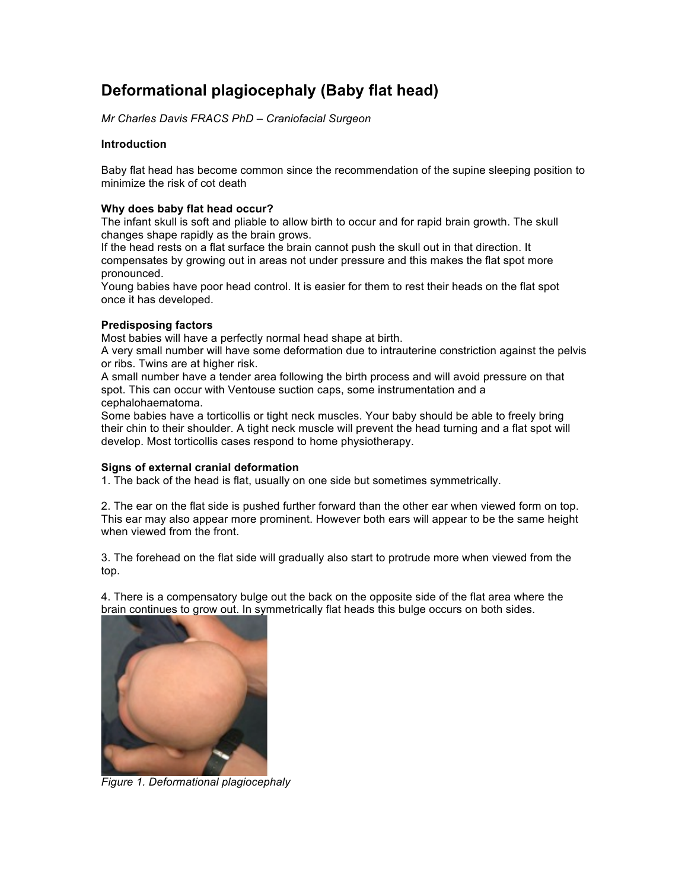# Deformational plagiocephaly (Baby flat head)

*Mr Charles Davis FRACS PhD – Craniofacial Surgeon*

**Introduction**

Baby flat head has become common since the recommendation of the supine sleeping position to minimize the risk of cot death

**Why does baby flat head occur?**

The infant skull is soft and pliable to allow birth to occur and for rapid brain growth. The skull changes shape rapidly as the brain grows.

If the head rests on a flat surface the brain cannot push the skull out in that direction. It compensates by growing out in areas not under pressure and this makes the flat spot more pronounced.

Young babies have poor head control. It is easier for them to rest their heads on the flat spot once it has developed.

**Predisposing factors**

Most babies will have a perfectly normal head shape at birth.

A very small number will have some deformation due to intrauterine constriction against the pelvis or ribs. Twins are at higher risk.

A small number have a tender area following the birth process and will avoid pressure on that spot. This can occur with Ventouse suction caps, some instrumentation and a cephalohaematoma.

Some babies have a torticollis or tight neck muscles. Your baby should be able to freely bring their chin to their shoulder. A tight neck muscle will prevent the head turning and a flat spot will develop. Most torticollis cases respond to home physiotherapy.

**Signs of external cranial deformation**

1. The back of the head is flat, usually on one side but sometimes symmetrically.

2. The ear on the flat side is pushed further forward than the other ear when viewed form on top. This ear may also appear more prominent. However both ears will appear to be the same height when viewed from the front.

3. The forehead on the flat side will gradually also start to protrude more when viewed from the top.

4. There is a compensatory bulge out the back on the opposite side of the flat area where the brain continues to grow out. In symmetrically flat heads this bulge occurs on both sides.

*Figure 1. Deformational plagiocephaly*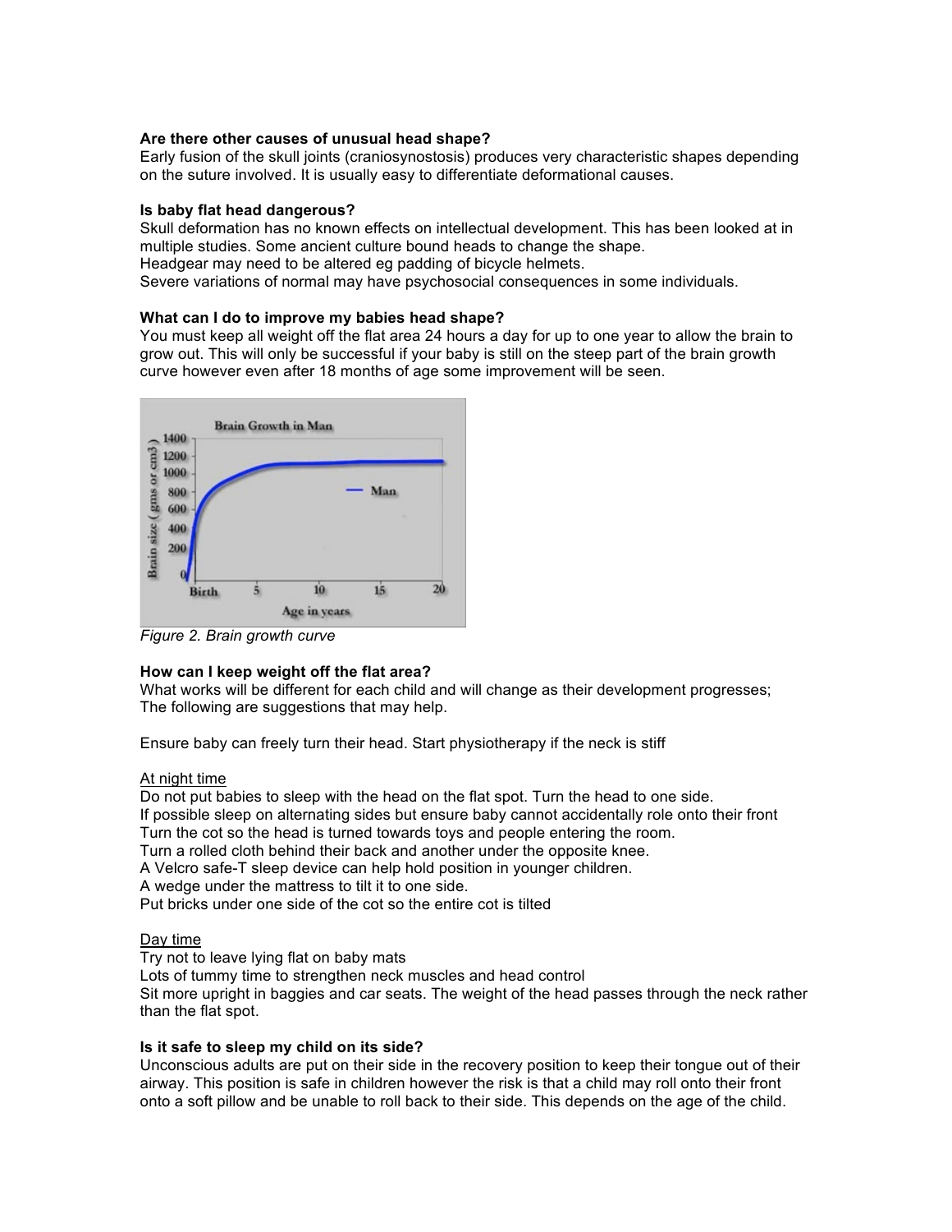**Are there other causes of unusual head shape?**
Early fusion of the skull joints (craniosynostosis) produces very characteristic shapes depending on the suture involved. It is usually easy to differentiate deformational causes.

**Is baby flat head dangerous?**
Skull deformation has no known effects on intellectual development. This has been looked at in multiple studies. Some ancient culture bound heads to change the shape.
Headgear may need to be altered eg padding of bicycle helmets.
Severe variations of normal may have psychosocial consequences in some individuals.

**What can I do to improve my babies head shape?**
You must keep all weight off the flat area 24 hours a day for up to one year to allow the brain to grow out. This will only be successful if your baby is still on the steep part of the brain growth curve however even after 18 months of age some improvement will be seen.

*Figure 2. Brain growth curve*

**How can I keep weight off the flat area?**
What works will be different for each child and will change as their development progresses; The following are suggestions that may help.

Ensure baby can freely turn their head. Start physiotherapy if the neck is stiff

<u>At night time</u>
Do not put babies to sleep with the head on the flat spot. Turn the head to one side.
If possible sleep on alternating sides but ensure baby cannot accidentally role onto their front
Turn the cot so the head is turned towards toys and people entering the room.
Turn a rolled cloth behind their back and another under the opposite knee.
A Velcro safe-T sleep device can help hold position in younger children.
A wedge under the mattress to tilt it to one side.
Put bricks under one side of the cot so the entire cot is tilted

<u>Day time</u>
Try not to leave lying flat on baby mats
Lots of tummy time to strengthen neck muscles and head control
Sit more upright in baggies and car seats. The weight of the head passes through the neck rather than the flat spot.

**Is it safe to sleep my child on its side?**
Unconscious adults are put on their side in the recovery position to keep their tongue out of their airway. This position is safe in children however the risk is that a child may roll onto their front onto a soft pillow and be unable to roll back to their side. This depends on the age of the child.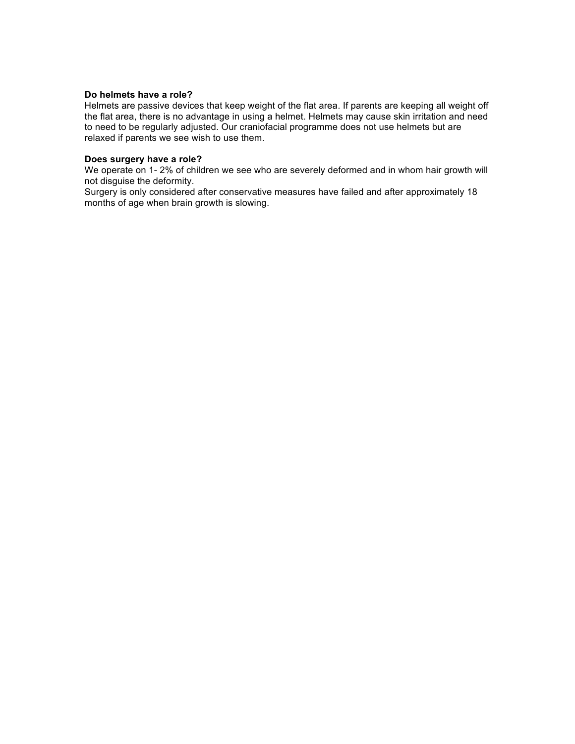**Do helmets have a role?**

Helmets are passive devices that keep weight of the flat area. If parents are keeping all weight off the flat area, there is no advantage in using a helmet. Helmets may cause skin irritation and need to need to be regularly adjusted. Our craniofacial programme does not use helmets but are relaxed if parents we see wish to use them.

**Does surgery have a role?**

We operate on 1- 2% of children we see who are severely deformed and in whom hair growth will not disguise the deformity.

Surgery is only considered after conservative measures have failed and after approximately 18 months of age when brain growth is slowing.